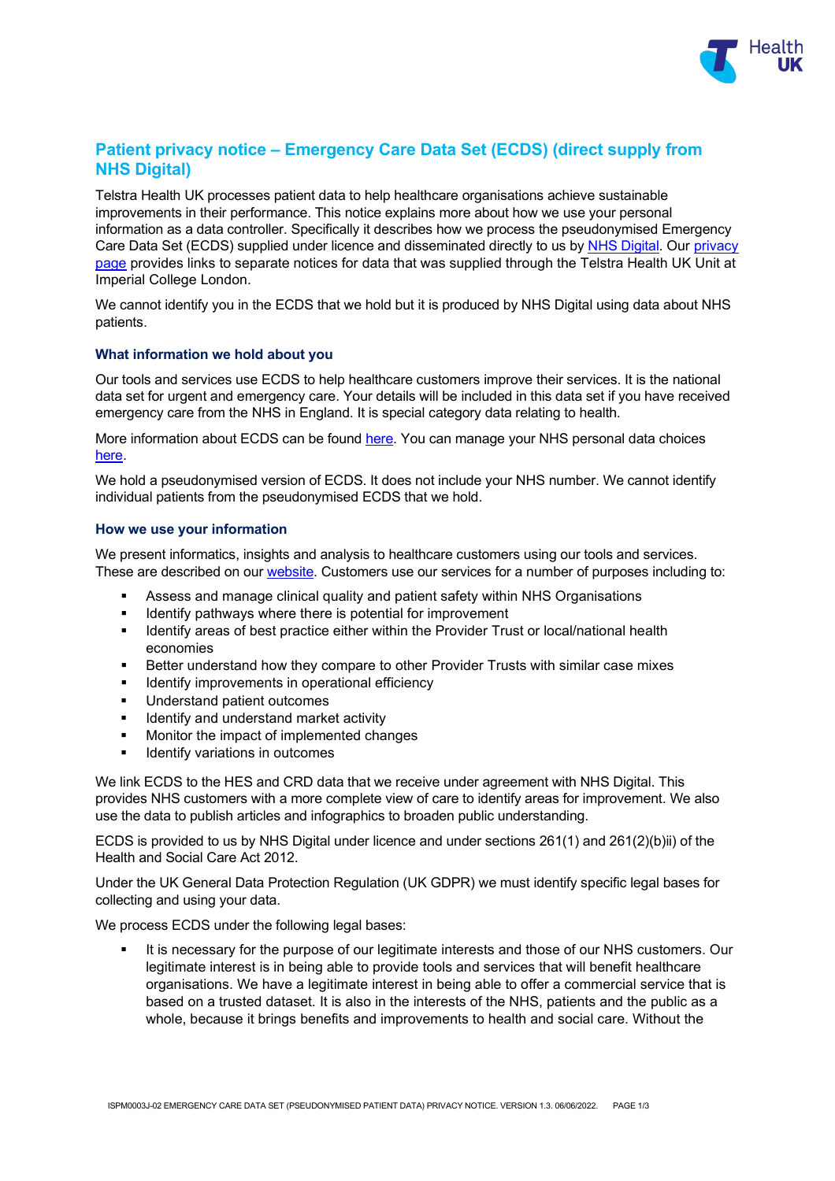# Patient privacy notice – Emergency Care Data Set (ECDS) (direct supply from NHS Digital)

Telstra Health UK processes patient data to help healthcare organisations achieve sustainable improvements in their performance. This notice explains more about how we use your personal information as a data controller. Specifically it describes how we process the pseudonymised Emergency Care Data Set (ECDS) supplied under licence and disseminated directly to us by NHS Digital. Our privacy page provides links to separate notices for data that was supplied through the Telstra Health UK Unit at Imperial College London.

We cannot identify you in the ECDS that we hold but it is produced by NHS Digital using data about NHS patients.

### What information we hold about you

Our tools and services use ECDS to help healthcare customers improve their services. It is the national data set for urgent and emergency care. Your details will be included in this data set if you have received emergency care from the NHS in England. It is special category data relating to health.

More information about ECDS can be found here. You can manage your NHS personal data choices here.

We hold a pseudonymised version of ECDS. It does not include your NHS number. We cannot identify individual patients from the pseudonymised ECDS that we hold.

### How we use your information

We present informatics, insights and analysis to healthcare customers using our tools and services. These are described on our website. Customers use our services for a number of purposes including to:

- Assess and manage clinical quality and patient safety within NHS Organisations
- Identify pathways where there is potential for improvement
- Identify areas of best practice either within the Provider Trust or local/national health economies
- Better understand how they compare to other Provider Trusts with similar case mixes
- Identify improvements in operational efficiency
- Understand patient outcomes
- Identify and understand market activity
- Monitor the impact of implemented changes
- Identify variations in outcomes

We link ECDS to the HES and CRD data that we receive under agreement with NHS Digital. This provides NHS customers with a more complete view of care to identify areas for improvement. We also use the data to publish articles and infographics to broaden public understanding.

ECDS is provided to us by NHS Digital under licence and under sections 261(1) and 261(2)(b)ii) of the Health and Social Care Act 2012.

Under the UK General Data Protection Regulation (UK GDPR) we must identify specific legal bases for collecting and using your data.

We process ECDS under the following legal bases:

- It is necessary for the purpose of our legitimate interests and those of our NHS customers. Our legitimate interest is in being able to provide tools and services that will benefit healthcare organisations. We have a legitimate interest in being able to offer a commercial service that is based on a trusted dataset. It is also in the interests of the NHS, patients and the public as a whole, because it brings benefits and improvements to health and social care. Without the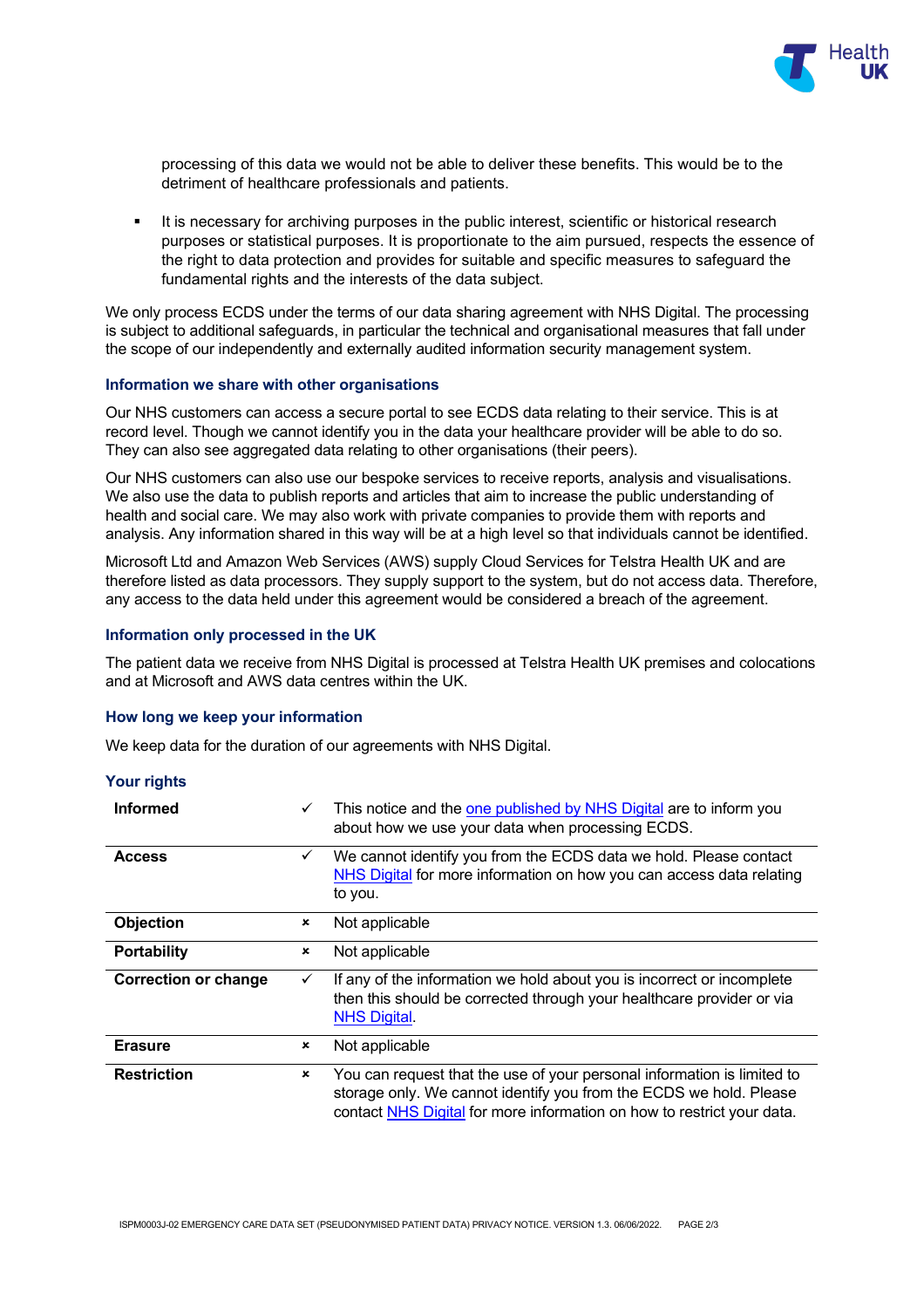processing of this data we would not be able to deliver these benefits. This would be to the detriment of healthcare professionals and patients.

- It is necessary for archiving purposes in the public interest, scientific or historical research purposes or statistical purposes. It is proportionate to the aim pursued, respects the essence of the right to data protection and provides for suitable and specific measures to safeguard the fundamental rights and the interests of the data subject.

We only process ECDS under the terms of our data sharing agreement with NHS Digital. The processing is subject to additional safeguards, in particular the technical and organisational measures that fall under the scope of our independently and externally audited information security management system.

### Information we share with other organisations

Our NHS customers can access a secure portal to see ECDS data relating to their service. This is at record level. Though we cannot identify you in the data your healthcare provider will be able to do so. They can also see aggregated data relating to other organisations (their peers).

Our NHS customers can also use our bespoke services to receive reports, analysis and visualisations. We also use the data to publish reports and articles that aim to increase the public understanding of health and social care. We may also work with private companies to provide them with reports and analysis. Any information shared in this way will be at a high level so that individuals cannot be identified.

Microsoft Ltd and Amazon Web Services (AWS) supply Cloud Services for Telstra Health UK and are therefore listed as data processors. They supply support to the system, but do not access data. Therefore, any access to the data held under this agreement would be considered a breach of the agreement.

### Information only processed in the UK

The patient data we receive from NHS Digital is processed at Telstra Health UK premises and colocations and at Microsoft and AWS data centres within the UK.

### How long we keep your information

We keep data for the duration of our agreements with NHS Digital.

### Your rights

| Right | | Details |
|---|---|---|
| **Informed** | ✓ | This notice and the one published by NHS Digital are to inform you about how we use your data when processing ECDS. |
| **Access** | ✓ | We cannot identify you from the ECDS data we hold. Please contact NHS Digital for more information on how you can access data relating to you. |
| **Objection** | × | Not applicable |
| **Portability** | × | Not applicable |
| **Correction or change** | ✓ | If any of the information we hold about you is incorrect or incomplete then this should be corrected through your healthcare provider or via NHS Digital. |
| **Erasure** | × | Not applicable |
| **Restriction** | × | You can request that the use of your personal information is limited to storage only. We cannot identify you from the ECDS we hold. Please contact NHS Digital for more information on how to restrict your data. |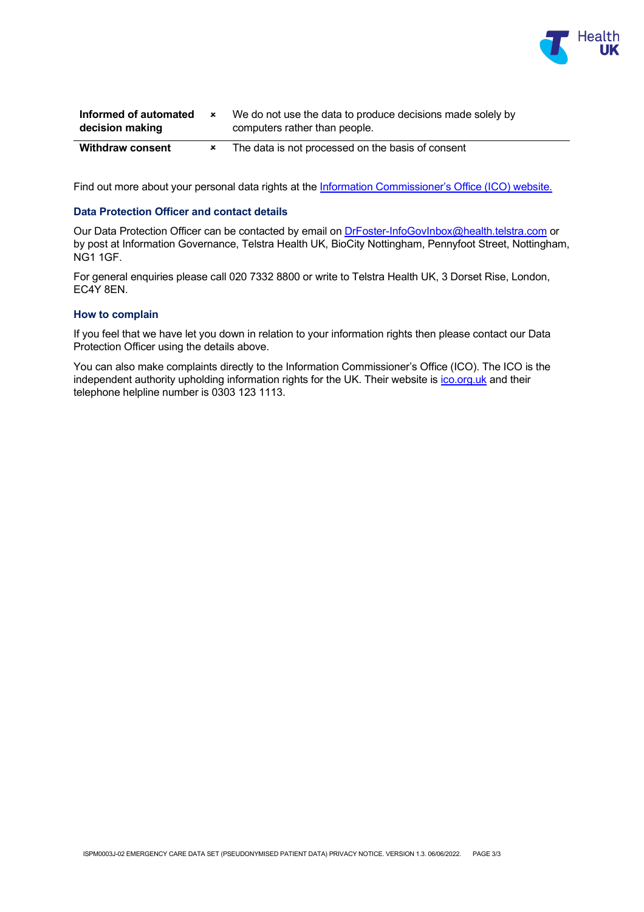| | | |
|---|---|---|
| **Informed of automated decision making** | × | We do not use the data to produce decisions made solely by computers rather than people. |
| **Withdraw consent** | × | The data is not processed on the basis of consent |

Find out more about your personal data rights at the Information Commissioner's Office (ICO) website.

### Data Protection Officer and contact details

Our Data Protection Officer can be contacted by email on DrFoster-InfoGovInbox@health.telstra.com or by post at Information Governance, Telstra Health UK, BioCity Nottingham, Pennyfoot Street, Nottingham, NG1 1GF.

For general enquiries please call 020 7332 8800 or write to Telstra Health UK, 3 Dorset Rise, London, EC4Y 8EN.

### How to complain

If you feel that we have let you down in relation to your information rights then please contact our Data Protection Officer using the details above.

You can also make complaints directly to the Information Commissioner's Office (ICO). The ICO is the independent authority upholding information rights for the UK. Their website is ico.org.uk and their telephone helpline number is 0303 123 1113.